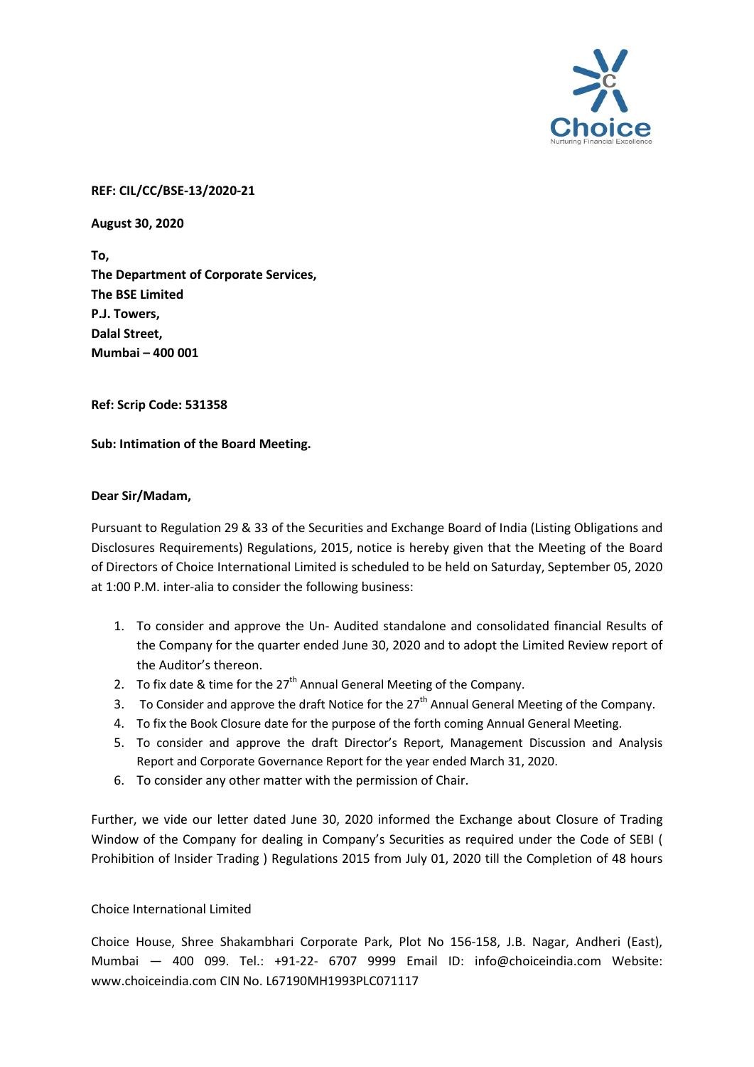**REF: CIL/CC/BSE-13/2020-21**

**August 30, 2020**

**To,**
**The Department of Corporate Services,**
**The BSE Limited**
**P.J. Towers,**
**Dalal Street,**
**Mumbai – 400 001**

**Ref: Scrip Code: 531358**

**Sub: Intimation of the Board Meeting.**

**Dear Sir/Madam,**

Pursuant to Regulation 29 & 33 of the Securities and Exchange Board of India (Listing Obligations and Disclosures Requirements) Regulations, 2015, notice is hereby given that the Meeting of the Board of Directors of Choice International Limited is scheduled to be held on Saturday, September 05, 2020 at 1:00 P.M. inter-alia to consider the following business:

1. To consider and approve the Un- Audited standalone and consolidated financial Results of the Company for the quarter ended June 30, 2020 and to adopt the Limited Review report of the Auditor's thereon.
2. To fix date & time for the 27th Annual General Meeting of the Company.
3. To Consider and approve the draft Notice for the 27th Annual General Meeting of the Company.
4. To fix the Book Closure date for the purpose of the forth coming Annual General Meeting.
5. To consider and approve the draft Director's Report, Management Discussion and Analysis Report and Corporate Governance Report for the year ended March 31, 2020.
6. To consider any other matter with the permission of Chair.

Further, we vide our letter dated June 30, 2020 informed the Exchange about Closure of Trading Window of the Company for dealing in Company's Securities as required under the Code of SEBI ( Prohibition of Insider Trading ) Regulations 2015 from July 01, 2020 till the Completion of 48 hours

Choice International Limited

Choice House, Shree Shakambhari Corporate Park, Plot No 156-158, J.B. Nagar, Andheri (East), Mumbai — 400 099. Tel.: +91-22- 6707 9999 Email ID: info@choiceindia.com Website: www.choiceindia.com CIN No. L67190MH1993PLC071117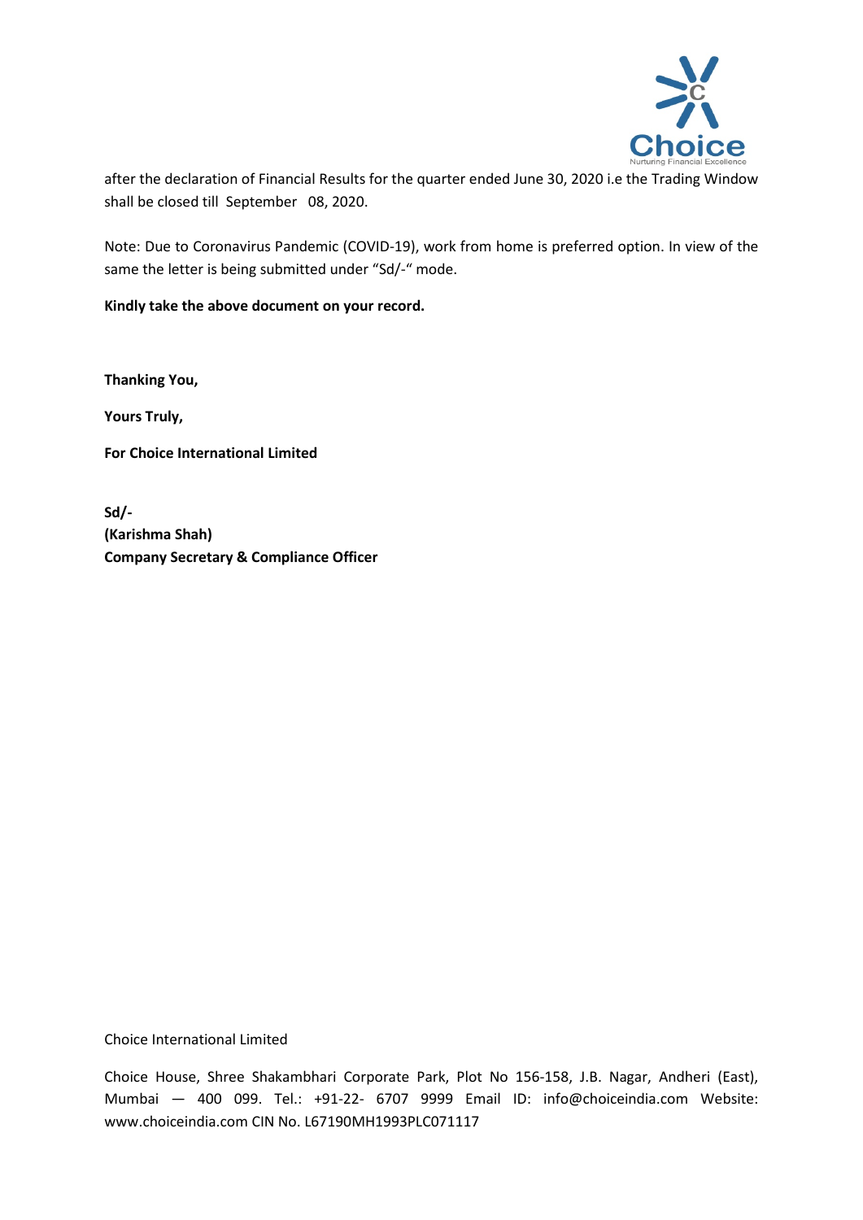after the declaration of Financial Results for the quarter ended June 30, 2020 i.e the Trading Window shall be closed till September 08, 2020.

Note: Due to Coronavirus Pandemic (COVID-19), work from home is preferred option. In view of the same the letter is being submitted under "Sd/-" mode.

**Kindly take the above document on your record.**

**Thanking You,**

**Yours Truly,**

**For Choice International Limited**

**Sd/-**
**(Karishma Shah)**
**Company Secretary & Compliance Officer**

Choice International Limited

Choice House, Shree Shakambhari Corporate Park, Plot No 156-158, J.B. Nagar, Andheri (East), Mumbai — 400 099. Tel.: +91-22- 6707 9999 Email ID: info@choiceindia.com Website: www.choiceindia.com CIN No. L67190MH1993PLC071117